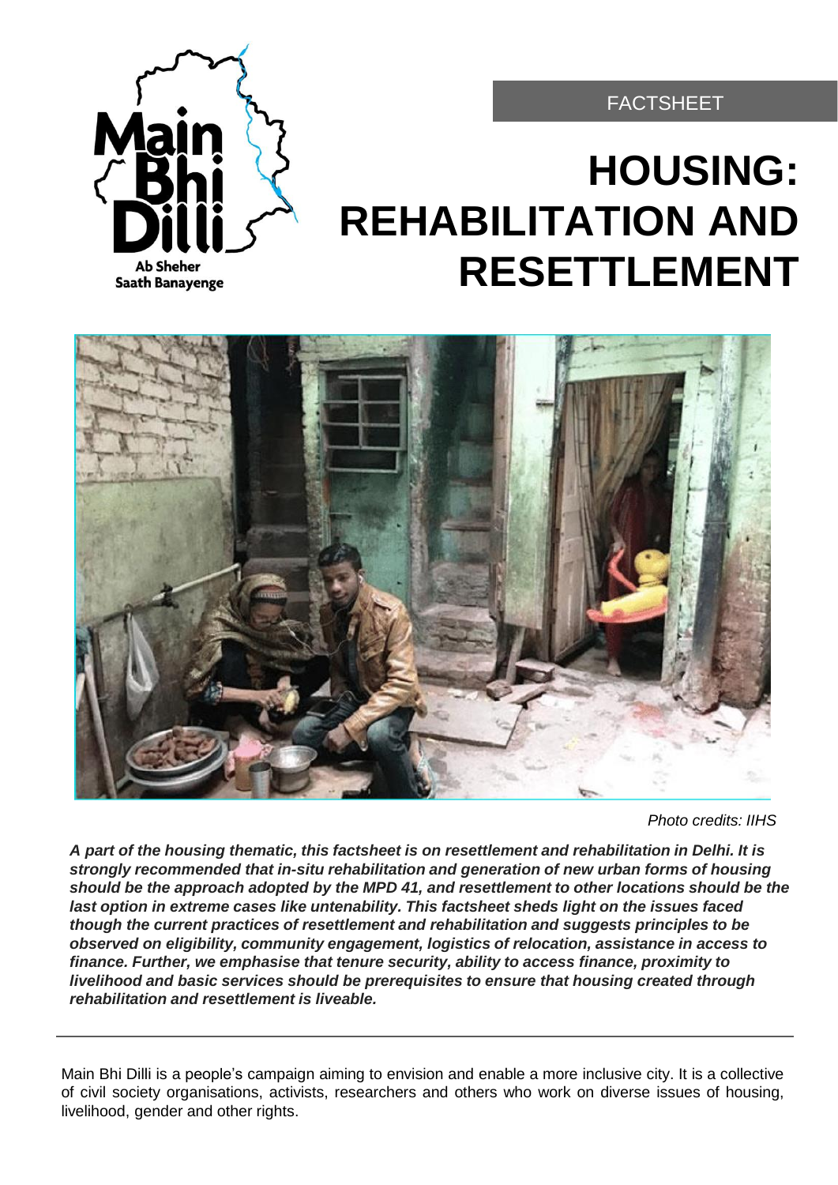FACTSHEET

# HOUSING: REHABILITATION AND RESETTLEMENT

*Photo credits: IIHS*

***A part of the housing thematic, this factsheet is on resettlement and rehabilitation in Delhi. It is strongly recommended that in-situ rehabilitation and generation of new urban forms of housing should be the approach adopted by the MPD 41, and resettlement to other locations should be the last option in extreme cases like untenability. This factsheet sheds light on the issues faced though the current practices of resettlement and rehabilitation and suggests principles to be observed on eligibility, community engagement, logistics of relocation, assistance in access to finance. Further, we emphasise that tenure security, ability to access finance, proximity to livelihood and basic services should be prerequisites to ensure that housing created through rehabilitation and resettlement is liveable.***

---

Main Bhi Dilli is a people's campaign aiming to envision and enable a more inclusive city. It is a collective of civil society organisations, activists, researchers and others who work on diverse issues of housing, livelihood, gender and other rights.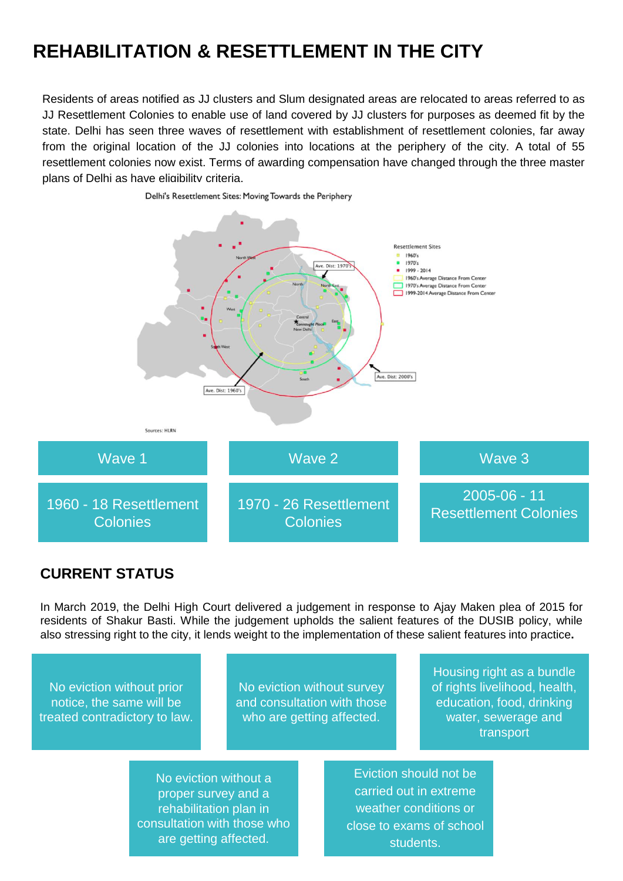# REHABILITATION & RESETTLEMENT IN THE CITY

Residents of areas notified as JJ clusters and Slum designated areas are relocated to areas referred to as JJ Resettlement Colonies to enable use of land covered by JJ clusters for purposes as deemed fit by the state. Delhi has seen three waves of resettlement with establishment of resettlement colonies, far away from the original location of the JJ colonies into locations at the periphery of the city. A total of 55 resettlement colonies now exist. Terms of awarding compensation have changed through the three master plans of Delhi as have eligibility criteria.

Delhi's Resettlement Sites: Moving Towards the Periphery

Sources: HLRN

| Wave 1 | Wave 2 | Wave 3 |
|---|---|---|
| 1960 - 18 Resettlement Colonies | 1970 - 26 Resettlement Colonies | 2005-06 - 11 Resettlement Colonies |

## CURRENT STATUS

In March 2019, the Delhi High Court delivered a judgement in response to Ajay Maken plea of 2015 for residents of Shakur Basti. While the judgement upholds the salient features of the DUSIB policy, while also stressing right to the city, it lends weight to the implementation of these salient features into practice**.**

- No eviction without prior notice, the same will be treated contradictory to law.
- No eviction without survey and consultation with those who are getting affected.
- Housing right as a bundle of rights livelihood, health, education, food, drinking water, sewerage and transport
- No eviction without a proper survey and a rehabilitation plan in consultation with those who are getting affected.
- Eviction should not be carried out in extreme weather conditions or close to exams of school students.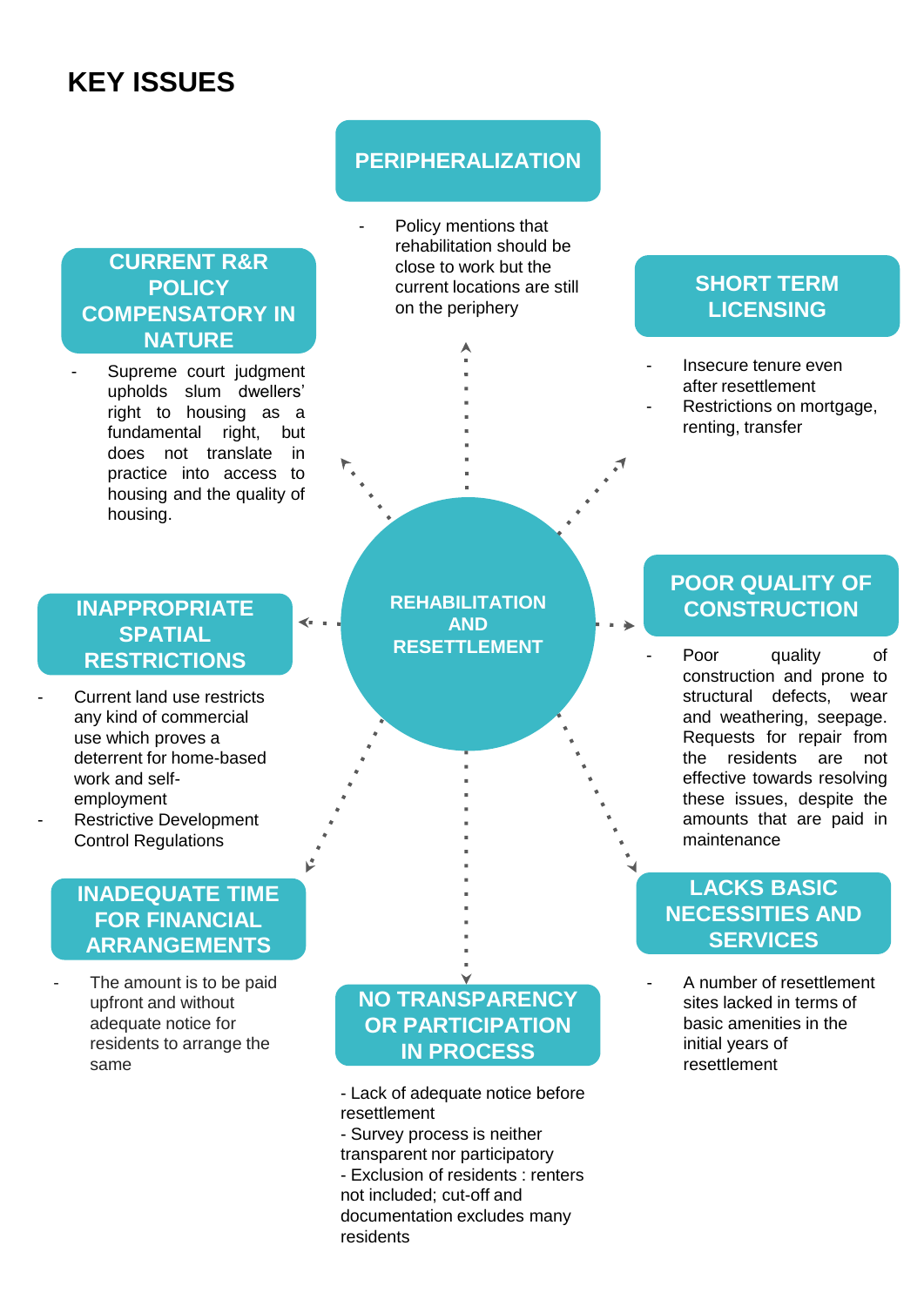# KEY ISSUES

**REHABILITATION AND RESETTLEMENT**

## PERIPHERALIZATION

- Policy mentions that rehabilitation should be close to work but the current locations are still on the periphery

## SHORT TERM LICENSING

- Insecure tenure even after resettlement
- Restrictions on mortgage, renting, transfer

## POOR QUALITY OF CONSTRUCTION

- Poor quality of construction and prone to structural defects, wear and weathering, seepage. Requests for repair from the residents are not effective towards resolving these issues, despite the amounts that are paid in maintenance

## LACKS BASIC NECESSITIES AND SERVICES

- A number of resettlement sites lacked in terms of basic amenities in the initial years of resettlement

## NO TRANSPARENCY OR PARTICIPATION IN PROCESS

- Lack of adequate notice before resettlement
- Survey process is neither transparent nor participatory
- Exclusion of residents : renters not included; cut-off and documentation excludes many residents

## INADEQUATE TIME FOR FINANCIAL ARRANGEMENTS

- The amount is to be paid upfront and without adequate notice for residents to arrange the same

## INAPPROPRIATE SPATIAL RESTRICTIONS

- Current land use restricts any kind of commercial use which proves a deterrent for home-based work and self-employment
- Restrictive Development Control Regulations

## CURRENT R&R POLICY COMPENSATORY IN NATURE

- Supreme court judgment upholds slum dwellers' right to housing as a fundamental right, but does not translate in practice into access to housing and the quality of housing.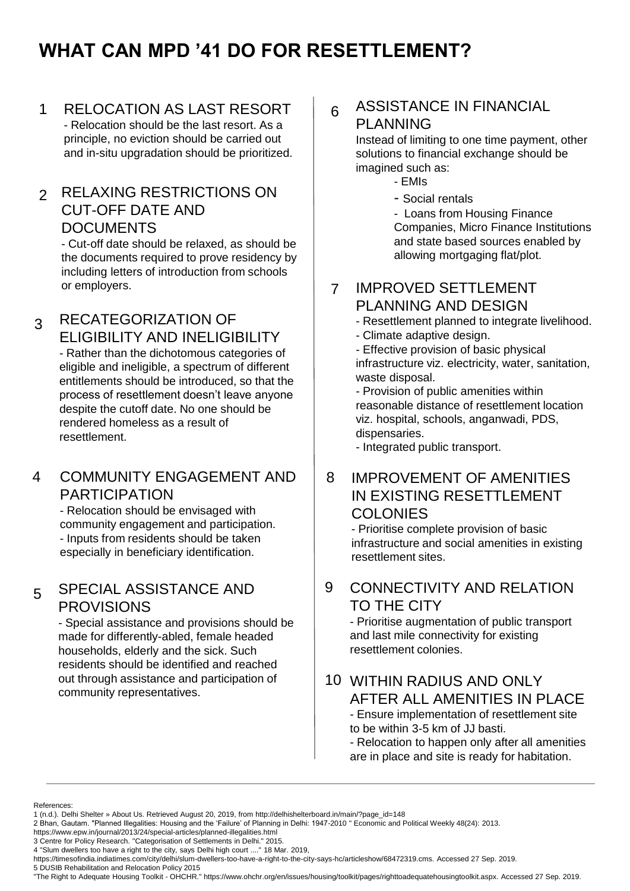# WHAT CAN MPD '41 DO FOR RESETTLEMENT?

## 1 RELOCATION AS LAST RESORT

- Relocation should be the last resort. As a principle, no eviction should be carried out and in-situ upgradation should be prioritized.

## 2 RELAXING RESTRICTIONS ON CUT-OFF DATE AND DOCUMENTS

- Cut-off date should be relaxed, as should be the documents required to prove residency by including letters of introduction from schools or employers.

## 3 RECATEGORIZATION OF ELIGIBILITY AND INELIGIBILITY

- Rather than the dichotomous categories of eligible and ineligible, a spectrum of different entitlements should be introduced, so that the process of resettlement doesn't leave anyone despite the cutoff date. No one should be rendered homeless as a result of resettlement.

## 4 COMMUNITY ENGAGEMENT AND PARTICIPATION

- Relocation should be envisaged with community engagement and participation.
- Inputs from residents should be taken especially in beneficiary identification.

## 5 SPECIAL ASSISTANCE AND PROVISIONS

- Special assistance and provisions should be made for differently-abled, female headed households, elderly and the sick. Such residents should be identified and reached out through assistance and participation of community representatives.

## 6 ASSISTANCE IN FINANCIAL PLANNING

Instead of limiting to one time payment, other solutions to financial exchange should be imagined such as:

- EMIs
- Social rentals
- Loans from Housing Finance Companies, Micro Finance Institutions and state based sources enabled by allowing mortgaging flat/plot.

## 7 IMPROVED SETTLEMENT PLANNING AND DESIGN

- Resettlement planned to integrate livelihood.
- Climate adaptive design.
- Effective provision of basic physical infrastructure viz. electricity, water, sanitation, waste disposal.
- Provision of public amenities within reasonable distance of resettlement location viz. hospital, schools, anganwadi, PDS, dispensaries.
- Integrated public transport.

## 8 IMPROVEMENT OF AMENITIES IN EXISTING RESETTLEMENT COLONIES

- Prioritise complete provision of basic infrastructure and social amenities in existing resettlement sites.

## 9 CONNECTIVITY AND RELATION TO THE CITY

- Prioritise augmentation of public transport and last mile connectivity for existing resettlement colonies.

## 10 WITHIN RADIUS AND ONLY AFTER ALL AMENITIES IN PLACE

- Ensure implementation of resettlement site to be within 3-5 km of JJ basti.
- Relocation to happen only after all amenities are in place and site is ready for habitation.

---

References:

1 (n.d.). Delhi Shelter » About Us. Retrieved August 20, 2019, from http://delhishelterboard.in/main/?page_id=148

2 Bhan, Gautam. "Planned Illegalities: Housing and the 'Failure' of Planning in Delhi: 1947-2010 " Economic and Political Weekly 48(24): 2013. https://www.epw.in/journal/2013/24/special-articles/planned-illegalities.html

3 Centre for Policy Research. "Categorisation of Settlements in Delhi." 2015.

4 "Slum dwellers too have a right to the city, says Delhi high court ...." 18 Mar. 2019, https://timesofindia.indiatimes.com/city/delhi/slum-dwellers-too-have-a-right-to-the-city-says-hc/articleshow/68472319.cms. Accessed 27 Sep. 2019.

5 DUSIB Rehabilitation and Relocation Policy 2015

"The Right to Adequate Housing Toolkit - OHCHR." https://www.ohchr.org/en/issues/housing/toolkit/pages/righttoadequatehousingtoolkit.aspx. Accessed 27 Sep. 2019.